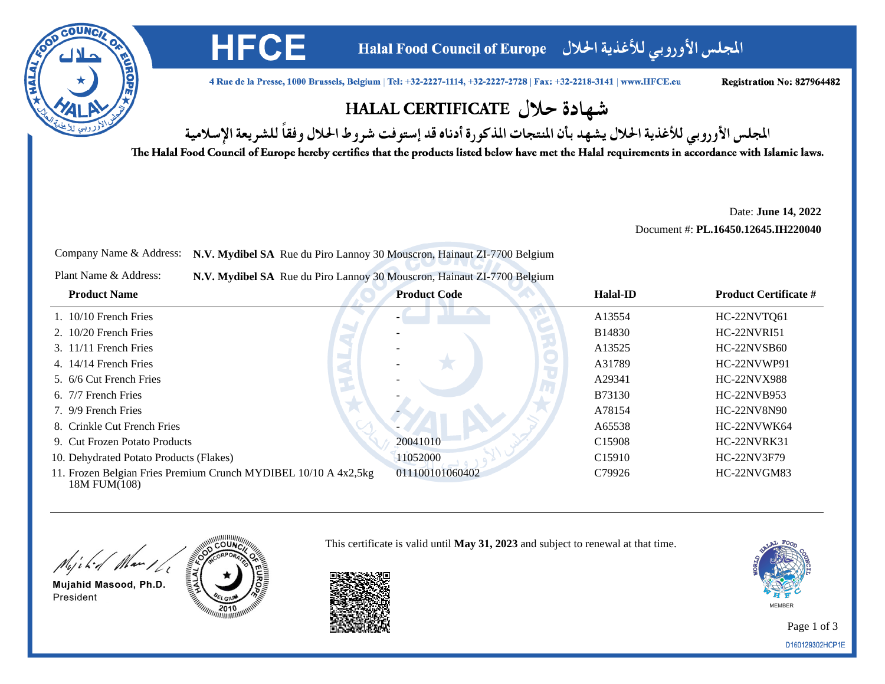# HFCE

**Halal Food Council of Europe** المجلس الأوروبي للأغذية الحلال

4 Rue de la Presse, 1000 Brussels, Belgium | Tel: +32-2227-1114, +32-2227-2728 | Fax: +32-2218-3141 | www.HFCE.eu

**Registration No: 827964482**

## HALAL CERTIFICATE شهادة حلال

المجلس الأوروبي للأغذية الحلال يشهد بأن المنتجات المذكورة أدناه قد إستوفت شروط الحلال وفقاً للشريعة الإسلامية

The Halal Food Council of Europe hereby certifies that the products listed below have met the Halal requirements in accordance with Islamic laws.

Date: **June 14, 2022**
Document #: **PL.16450.12645.IH220040**

Company Name & Address: **N.V. Mydibel SA** Rue du Piro Lannoy 30 Mouscron, Hainaut ZI-7700 Belgium

Plant Name & Address: **N.V. Mydibel SA** Rue du Piro Lannoy 30 Mouscron, Hainaut ZI-7700 Belgium

| Product Name | Product Code | Halal-ID | Product Certificate # |
|---|---|---|---|
| 1. 10/10 French Fries | - | A13554 | HC-22NVTQ61 |
| 2. 10/20 French Fries | - | B14830 | HC-22NVRI51 |
| 3. 11/11 French Fries | - | A13525 | HC-22NVSB60 |
| 4. 14/14 French Fries | - | A31789 | HC-22NVWP91 |
| 5. 6/6 Cut French Fries | - | A29341 | HC-22NVX988 |
| 6. 7/7 French Fries | - | B73130 | HC-22NVB953 |
| 7. 9/9 French Fries | - | A78154 | HC-22NV8N90 |
| 8. Crinkle Cut French Fries | - | A65538 | HC-22NVWK64 |
| 9. Cut Frozen Potato Products | 20041010 | C15908 | HC-22NVRK31 |
| 10. Dehydrated Potato Products (Flakes) | 11052000 | C15910 | HC-22NV3F79 |
| 11. Frozen Belgian Fries Premium Crunch MYDIBEL 10/10 A 4x2,5kg 18M FUM(108) | 011100101060402 | C79926 | HC-22NVGM83 |

Mujahid Masood, Ph.D.
President

This certificate is valid until **May 31, 2023** and subject to renewal at that time.

MEMBER

D160129302HCP1E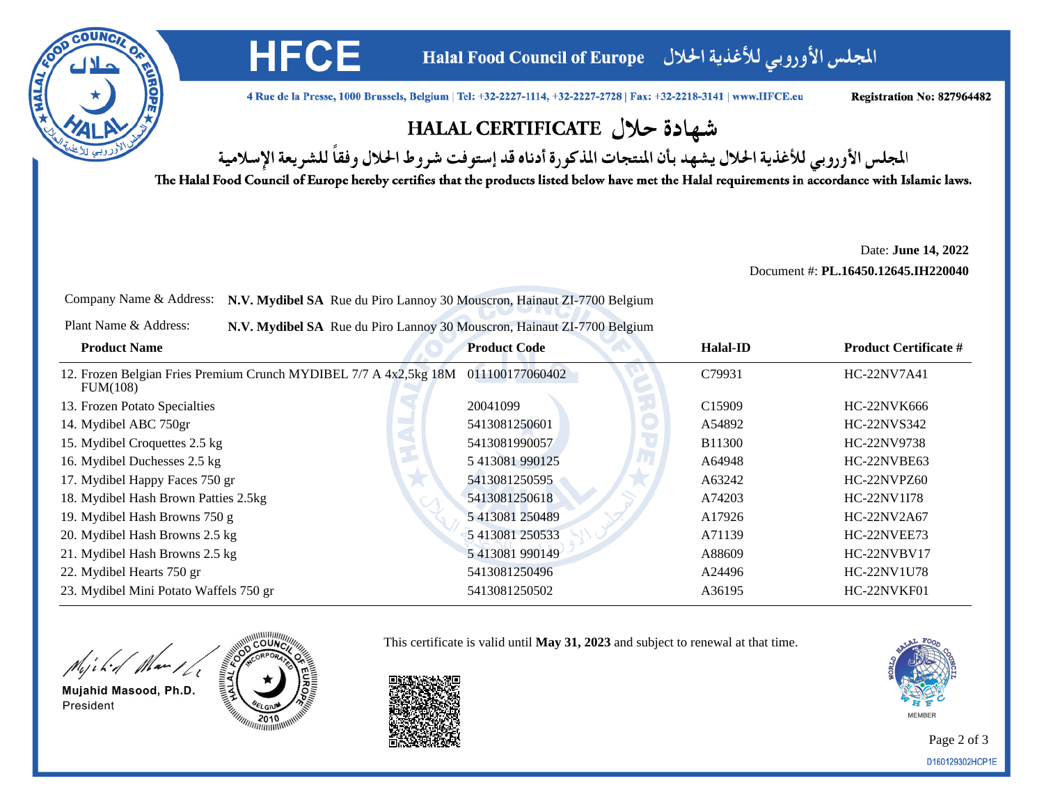# HFCE

**Halal Food Council of Europe** المجلس الأوروبي للأغذية الحلال

4 Rue de la Presse, 1000 Brussels, Belgium | Tel: +32-2227-1114, +32-2227-2728 | Fax: +32-2218-3141 | www.HFCE.eu

**Registration No: 827964482**

## HALAL CERTIFICATE شهادة حلال

المجلس الأوروبي للأغذية الحلال يشهد بأن المنتجات المذكورة أدناه قد إستوفت شروط الحلال وفقاً للشريعة الإسلامية

The Halal Food Council of Europe hereby certifies that the products listed below have met the Halal requirements in accordance with Islamic laws.

Date: **June 14, 2022**

Document #: **PL.16450.12645.IH220040**

Company Name & Address: **N.V. Mydibel SA** Rue du Piro Lannoy 30 Mouscron, Hainaut ZI-7700 Belgium

Plant Name & Address: **N.V. Mydibel SA** Rue du Piro Lannoy 30 Mouscron, Hainaut ZI-7700 Belgium

| Product Name | Product Code | Halal-ID | Product Certificate # |
|---|---|---|---|
| 12. Frozen Belgian Fries Premium Crunch MYDIBEL 7/7 A 4x2,5kg 18M FUM(108) | 011100177060402 | C79931 | HC-22NV7A41 |
| 13. Frozen Potato Specialties | 20041099 | C15909 | HC-22NVK666 |
| 14. Mydibel ABC 750gr | 5413081250601 | A54892 | HC-22NVS342 |
| 15. Mydibel Croquettes 2.5 kg | 5413081990057 | B11300 | HC-22NV9738 |
| 16. Mydibel Duchesses 2.5 kg | 5 413081 990125 | A64948 | HC-22NVBE63 |
| 17. Mydibel Happy Faces 750 gr | 5413081250595 | A63242 | HC-22NVPZ60 |
| 18. Mydibel Hash Brown Patties 2.5kg | 5413081250618 | A74203 | HC-22NV1I78 |
| 19. Mydibel Hash Browns 750 g | 5 413081 250489 | A17926 | HC-22NV2A67 |
| 20. Mydibel Hash Browns 2.5 kg | 5 413081 250533 | A71139 | HC-22NVEE73 |
| 21. Mydibel Hash Browns 2.5 kg | 5 413081 990149 | A88609 | HC-22NVBV17 |
| 22. Mydibel Hearts 750 gr | 5413081250496 | A24496 | HC-22NV1U78 |
| 23. Mydibel Mini Potato Waffels 750 gr | 5413081250502 | A36195 | HC-22NVKF01 |

This certificate is valid until **May 31, 2023** and subject to renewal at that time.

Mujahid Masood, Ph.D.
President

MEMBER

D160129302HCP1E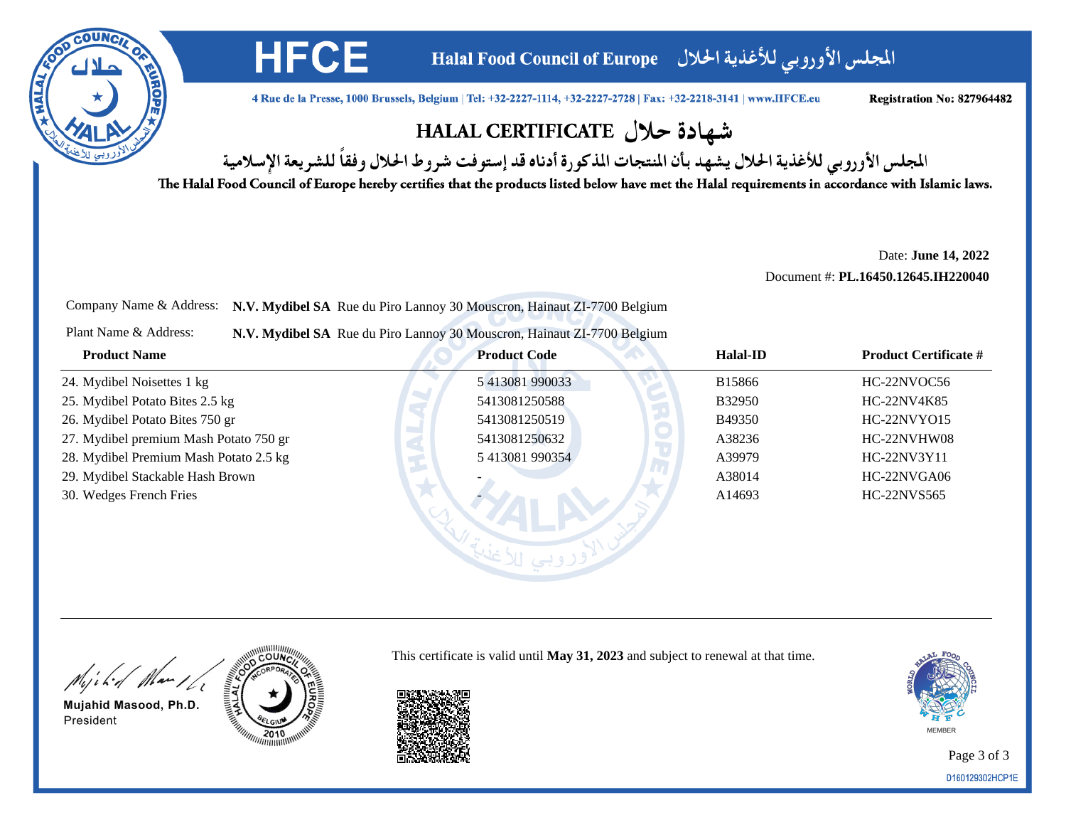# HFCE

**Halal Food Council of Europe** المجلس الأوروبي للأغذية الحلال

4 Rue de la Presse, 1000 Brussels, Belgium | Tel: +32-2227-1114, +32-2227-2728 | Fax: +32-2218-3141 | www.HFCE.eu

**Registration No: 827964482**

## HALAL CERTIFICATE شهادة حلال

المجلس الأوروبي للأغذية الحلال يشهد بأن المنتجات المذكورة أدناه قد إستوفت شروط الحلال وفقاً للشريعة الإسلامية

The Halal Food Council of Europe hereby certifies that the products listed below have met the Halal requirements in accordance with Islamic laws.

Date: **June 14, 2022**

Document #: **PL.16450.12645.IH220040**

Company Name & Address: **N.V. Mydibel SA** Rue du Piro Lannoy 30 Mouscron, Hainaut ZI-7700 Belgium

Plant Name & Address: **N.V. Mydibel SA** Rue du Piro Lannoy 30 Mouscron, Hainaut ZI-7700 Belgium

| Product Name | Product Code | Halal-ID | Product Certificate # |
|---|---|---|---|
| 24. Mydibel Noisettes 1 kg | 5 413081 990033 | B15866 | HC-22NVOC56 |
| 25. Mydibel Potato Bites 2.5 kg | 5413081250588 | B32950 | HC-22NV4K85 |
| 26. Mydibel Potato Bites 750 gr | 5413081250519 | B49350 | HC-22NVYO15 |
| 27. Mydibel premium Mash Potato 750 gr | 5413081250632 | A38236 | HC-22NVHW08 |
| 28. Mydibel Premium Mash Potato 2.5 kg | 5 413081 990354 | A39979 | HC-22NV3Y11 |
| 29. Mydibel Stackable Hash Brown | - | A38014 | HC-22NVGA06 |
| 30. Wedges French Fries | - | A14693 | HC-22NVS565 |

Mujahid Masood, Ph.D.
President

This certificate is valid until **May 31, 2023** and subject to renewal at that time.

MEMBER

D160129302HCP1E